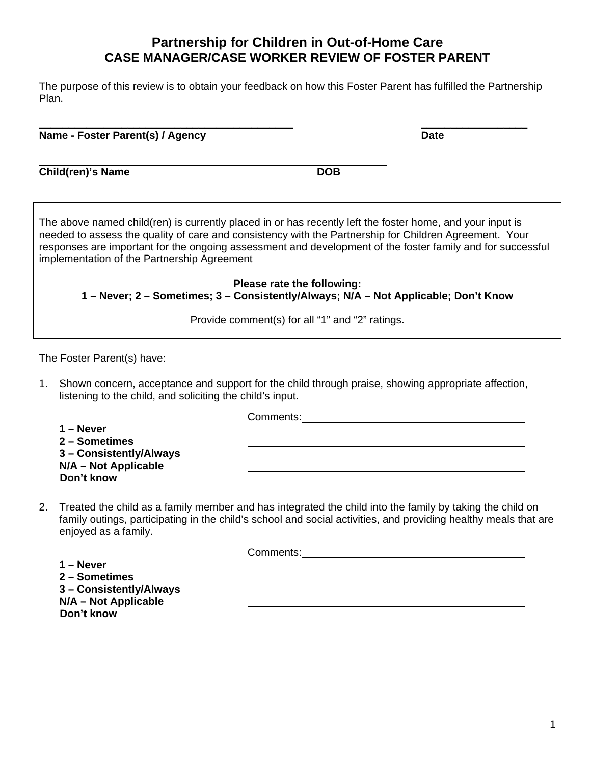# Partnership for Children in Out-of-Home Care
## CASE MANAGER/CASE WORKER REVIEW OF FOSTER PARENT

The purpose of this review is to obtain your feedback on how this Foster Parent has fulfilled the Partnership Plan.

**Name - Foster Parent(s) / Agency** ______________________________ **Date** ____________

**Child(ren)'s Name** ______________________________ **DOB** ____________

The above named child(ren) is currently placed in or has recently left the foster home, and your input is needed to assess the quality of care and consistency with the Partnership for Children Agreement. Your responses are important for the ongoing assessment and development of the foster family and for successful implementation of the Partnership Agreement

**Please rate the following:**
**1 – Never; 2 – Sometimes; 3 – Consistently/Always; N/A – Not Applicable; Don't Know**

Provide comment(s) for all "1" and "2" ratings.

The Foster Parent(s) have:

1. Shown concern, acceptance and support for the child through praise, showing appropriate affection, listening to the child, and soliciting the child's input.

   **1 – Never**
   **2 – Sometimes**
   **3 – Consistently/Always**
   **N/A – Not Applicable**
   **Don't know**

   Comments: ______________________________

2. Treated the child as a family member and has integrated the child into the family by taking the child on family outings, participating in the child's school and social activities, and providing healthy meals that are enjoyed as a family.

   **1 – Never**
   **2 – Sometimes**
   **3 – Consistently/Always**
   **N/A – Not Applicable**
   **Don't know**

   Comments: ______________________________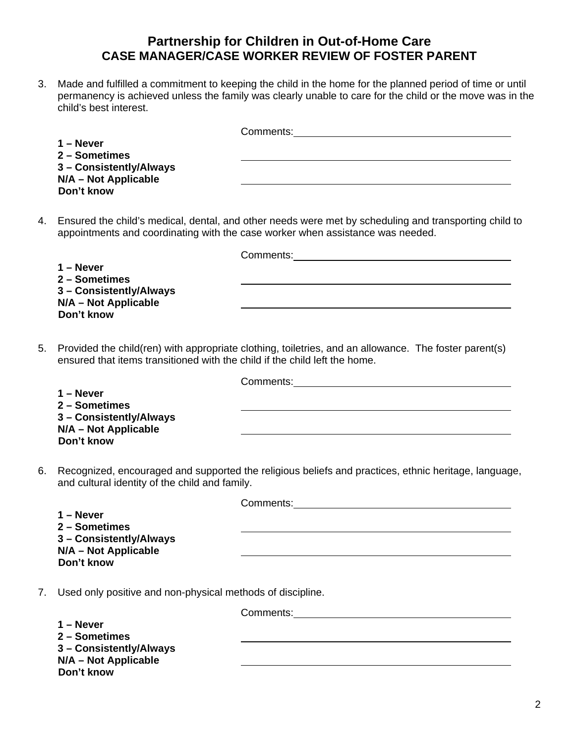## Partnership for Children in Out-of-Home Care
## CASE MANAGER/CASE WORKER REVIEW OF FOSTER PARENT

3. Made and fulfilled a commitment to keeping the child in the home for the planned period of time or until permanency is achieved unless the family was clearly unable to care for the child or the move was in the child's best interest.

**1 – Never**
**2 – Sometimes**
**3 – Consistently/Always**
**N/A – Not Applicable**
**Don't know**

Comments:

4. Ensured the child's medical, dental, and other needs were met by scheduling and transporting child to appointments and coordinating with the case worker when assistance was needed.

**1 – Never**
**2 – Sometimes**
**3 – Consistently/Always**
**N/A – Not Applicable**
**Don't know**

Comments:

5. Provided the child(ren) with appropriate clothing, toiletries, and an allowance. The foster parent(s) ensured that items transitioned with the child if the child left the home.

**1 – Never**
**2 – Sometimes**
**3 – Consistently/Always**
**N/A – Not Applicable**
**Don't know**

Comments:

6. Recognized, encouraged and supported the religious beliefs and practices, ethnic heritage, language, and cultural identity of the child and family.

**1 – Never**
**2 – Sometimes**
**3 – Consistently/Always**
**N/A – Not Applicable**
**Don't know**

Comments:

7. Used only positive and non-physical methods of discipline.

**1 – Never**
**2 – Sometimes**
**3 – Consistently/Always**
**N/A – Not Applicable**
**Don't know**

Comments: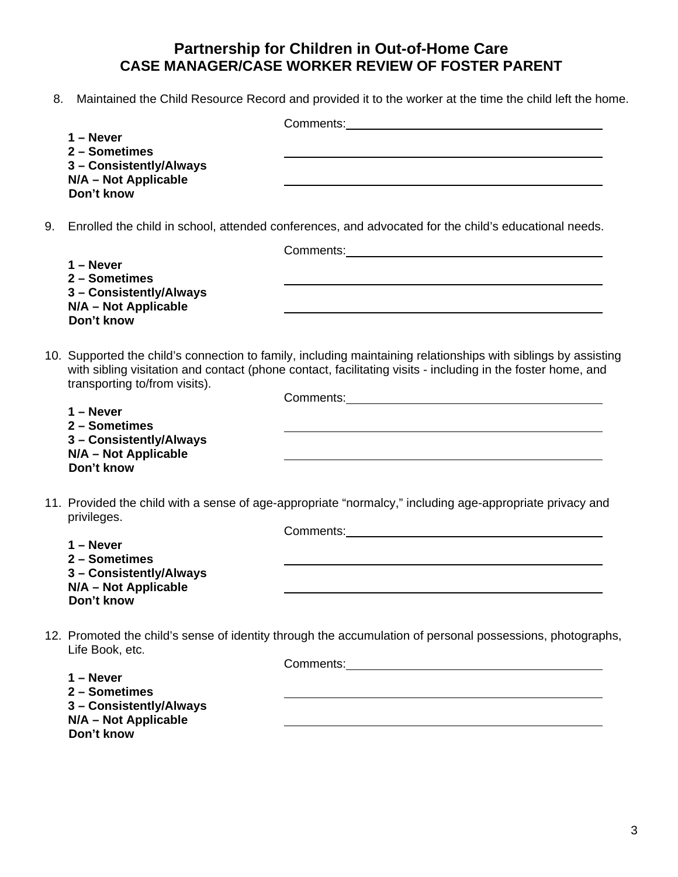## Partnership for Children in Out-of-Home Care
## CASE MANAGER/CASE WORKER REVIEW OF FOSTER PARENT

8. Maintained the Child Resource Record and provided it to the worker at the time the child left the home.

**1 – Never**
**2 – Sometimes**
**3 – Consistently/Always**
**N/A – Not Applicable**
**Don't know**

Comments:\_\_\_\_\_\_\_\_\_\_\_\_\_\_\_\_\_\_\_\_\_\_\_\_\_\_\_\_\_\_\_\_\_\_\_\_\_\_\_\_

9. Enrolled the child in school, attended conferences, and advocated for the child's educational needs.

**1 – Never**
**2 – Sometimes**
**3 – Consistently/Always**
**N/A – Not Applicable**
**Don't know**

Comments:\_\_\_\_\_\_\_\_\_\_\_\_\_\_\_\_\_\_\_\_\_\_\_\_\_\_\_\_\_\_\_\_\_\_\_\_\_\_\_\_

10. Supported the child's connection to family, including maintaining relationships with siblings by assisting with sibling visitation and contact (phone contact, facilitating visits - including in the foster home, and transporting to/from visits).

**1 – Never**
**2 – Sometimes**
**3 – Consistently/Always**
**N/A – Not Applicable**
**Don't know**

Comments:\_\_\_\_\_\_\_\_\_\_\_\_\_\_\_\_\_\_\_\_\_\_\_\_\_\_\_\_\_\_\_\_\_\_\_\_\_\_\_\_

11. Provided the child with a sense of age-appropriate "normalcy," including age-appropriate privacy and privileges.

**1 – Never**
**2 – Sometimes**
**3 – Consistently/Always**
**N/A – Not Applicable**
**Don't know**

Comments:\_\_\_\_\_\_\_\_\_\_\_\_\_\_\_\_\_\_\_\_\_\_\_\_\_\_\_\_\_\_\_\_\_\_\_\_\_\_\_\_

12. Promoted the child's sense of identity through the accumulation of personal possessions, photographs, Life Book, etc.

**1 – Never**
**2 – Sometimes**
**3 – Consistently/Always**
**N/A – Not Applicable**
**Don't know**

Comments:\_\_\_\_\_\_\_\_\_\_\_\_\_\_\_\_\_\_\_\_\_\_\_\_\_\_\_\_\_\_\_\_\_\_\_\_\_\_\_\_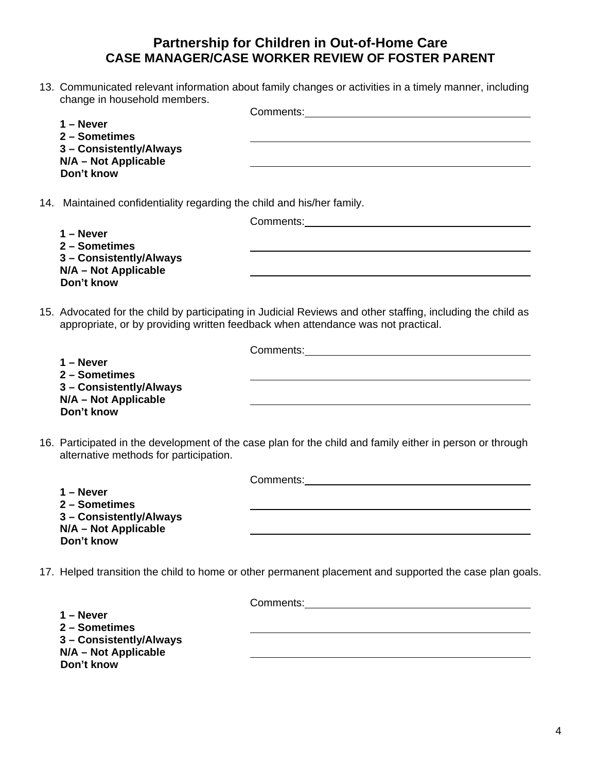## Partnership for Children in Out-of-Home Care
## CASE MANAGER/CASE WORKER REVIEW OF FOSTER PARENT

13. Communicated relevant information about family changes or activities in a timely manner, including change in household members.

**1 – Never**
**2 – Sometimes**
**3 – Consistently/Always**
**N/A – Not Applicable**
**Don't know**

Comments: ______________________________

______________________________

______________________________

14. Maintained confidentiality regarding the child and his/her family.

**1 – Never**
**2 – Sometimes**
**3 – Consistently/Always**
**N/A – Not Applicable**
**Don't know**

Comments: ______________________________

______________________________

______________________________

15. Advocated for the child by participating in Judicial Reviews and other staffing, including the child as appropriate, or by providing written feedback when attendance was not practical.

**1 – Never**
**2 – Sometimes**
**3 – Consistently/Always**
**N/A – Not Applicable**
**Don't know**

Comments: ______________________________

______________________________

______________________________

16. Participated in the development of the case plan for the child and family either in person or through alternative methods for participation.

**1 – Never**
**2 – Sometimes**
**3 – Consistently/Always**
**N/A – Not Applicable**
**Don't know**

Comments: ______________________________

______________________________

______________________________

17. Helped transition the child to home or other permanent placement and supported the case plan goals.

**1 – Never**
**2 – Sometimes**
**3 – Consistently/Always**
**N/A – Not Applicable**
**Don't know**

Comments: ______________________________

______________________________

______________________________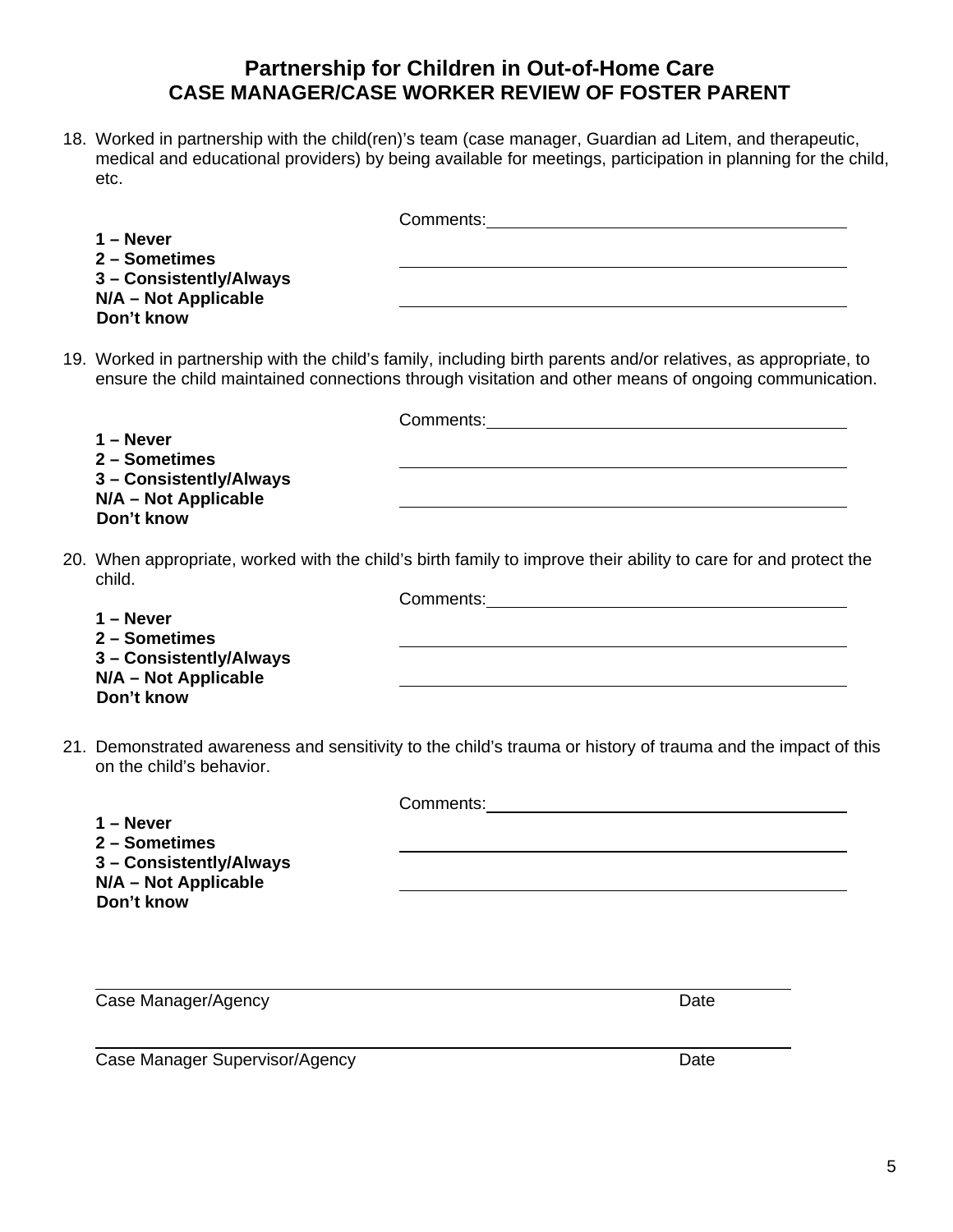## Partnership for Children in Out-of-Home Care
## CASE MANAGER/CASE WORKER REVIEW OF FOSTER PARENT

18. Worked in partnership with the child(ren)'s team (case manager, Guardian ad Litem, and therapeutic, medical and educational providers) by being available for meetings, participation in planning for the child, etc.

**1 – Never**
**2 – Sometimes**
**3 – Consistently/Always**
**N/A – Not Applicable**
**Don't know**

Comments: ______________________________________

______________________________________________

______________________________________________

19. Worked in partnership with the child's family, including birth parents and/or relatives, as appropriate, to ensure the child maintained connections through visitation and other means of ongoing communication.

**1 – Never**
**2 – Sometimes**
**3 – Consistently/Always**
**N/A – Not Applicable**
**Don't know**

Comments: ______________________________________

______________________________________________

______________________________________________

20. When appropriate, worked with the child's birth family to improve their ability to care for and protect the child.

**1 – Never**
**2 – Sometimes**
**3 – Consistently/Always**
**N/A – Not Applicable**
**Don't know**

Comments: ______________________________________

______________________________________________

______________________________________________

21. Demonstrated awareness and sensitivity to the child's trauma or history of trauma and the impact of this on the child's behavior.

**1 – Never**
**2 – Sometimes**
**3 – Consistently/Always**
**N/A – Not Applicable**
**Don't know**

Comments: ______________________________________

______________________________________________

______________________________________________

______________________________________________________________________

Case Manager/Agency                                                                                    Date

______________________________________________________________________

Case Manager Supervisor/Agency                                                                   Date